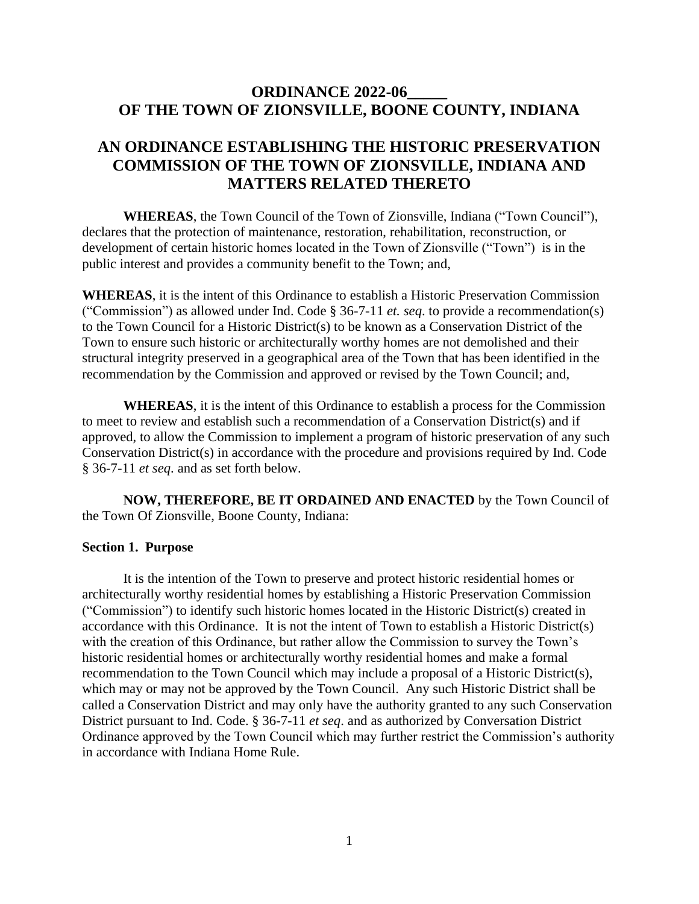# ORDINANCE 2022-06_____
# OF THE TOWN OF ZIONSVILLE, BOONE COUNTY, INDIANA

## AN ORDINANCE ESTABLISHING THE HISTORIC PRESERVATION COMMISSION OF THE TOWN OF ZIONSVILLE, INDIANA AND MATTERS RELATED THERETO

**WHEREAS**, the Town Council of the Town of Zionsville, Indiana ("Town Council"), declares that the protection of maintenance, restoration, rehabilitation, reconstruction, or development of certain historic homes located in the Town of Zionsville ("Town") is in the public interest and provides a community benefit to the Town; and,

**WHEREAS**, it is the intent of this Ordinance to establish a Historic Preservation Commission ("Commission") as allowed under Ind. Code § 36-7-11 *et. seq*. to provide a recommendation(s) to the Town Council for a Historic District(s) to be known as a Conservation District of the Town to ensure such historic or architecturally worthy homes are not demolished and their structural integrity preserved in a geographical area of the Town that has been identified in the recommendation by the Commission and approved or revised by the Town Council; and,

**WHEREAS**, it is the intent of this Ordinance to establish a process for the Commission to meet to review and establish such a recommendation of a Conservation District(s) and if approved, to allow the Commission to implement a program of historic preservation of any such Conservation District(s) in accordance with the procedure and provisions required by Ind. Code § 36-7-11 *et seq.* and as set forth below.

**NOW, THEREFORE, BE IT ORDAINED AND ENACTED** by the Town Council of the Town Of Zionsville, Boone County, Indiana:

### Section 1. Purpose

It is the intention of the Town to preserve and protect historic residential homes or architecturally worthy residential homes by establishing a Historic Preservation Commission ("Commission") to identify such historic homes located in the Historic District(s) created in accordance with this Ordinance. It is not the intent of Town to establish a Historic District(s) with the creation of this Ordinance, but rather allow the Commission to survey the Town's historic residential homes or architecturally worthy residential homes and make a formal recommendation to the Town Council which may include a proposal of a Historic District(s), which may or may not be approved by the Town Council. Any such Historic District shall be called a Conservation District and may only have the authority granted to any such Conservation District pursuant to Ind. Code. § 36-7-11 *et seq*. and as authorized by Conversation District Ordinance approved by the Town Council which may further restrict the Commission's authority in accordance with Indiana Home Rule.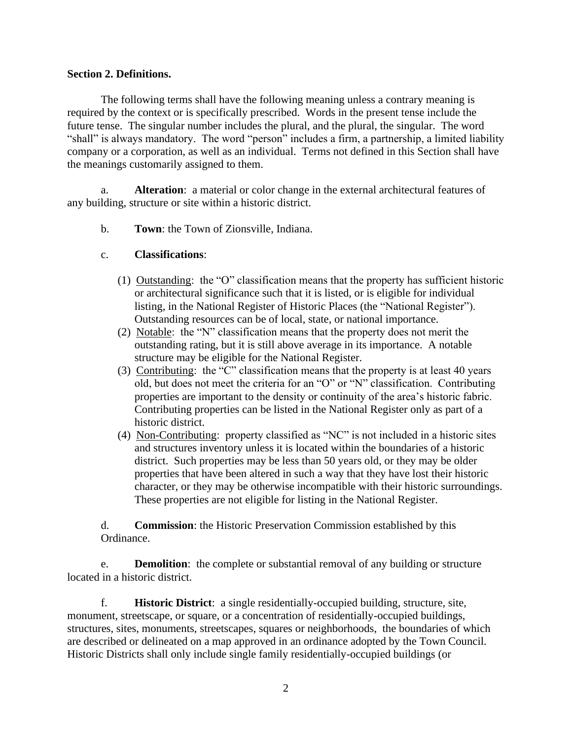**Section 2. Definitions.**

The following terms shall have the following meaning unless a contrary meaning is required by the context or is specifically prescribed. Words in the present tense include the future tense. The singular number includes the plural, and the plural, the singular. The word "shall" is always mandatory. The word "person" includes a firm, a partnership, a limited liability company or a corporation, as well as an individual. Terms not defined in this Section shall have the meanings customarily assigned to them.

a. **Alteration**: a material or color change in the external architectural features of any building, structure or site within a historic district.

b. **Town**: the Town of Zionsville, Indiana.

c. **Classifications**:

(1) Outstanding: the "O" classification means that the property has sufficient historic or architectural significance such that it is listed, or is eligible for individual listing, in the National Register of Historic Places (the "National Register"). Outstanding resources can be of local, state, or national importance.

(2) Notable: the "N" classification means that the property does not merit the outstanding rating, but it is still above average in its importance. A notable structure may be eligible for the National Register.

(3) Contributing: the "C" classification means that the property is at least 40 years old, but does not meet the criteria for an "O" or "N" classification. Contributing properties are important to the density or continuity of the area's historic fabric. Contributing properties can be listed in the National Register only as part of a historic district.

(4) Non-Contributing: property classified as "NC" is not included in a historic sites and structures inventory unless it is located within the boundaries of a historic district. Such properties may be less than 50 years old, or they may be older properties that have been altered in such a way that they have lost their historic character, or they may be otherwise incompatible with their historic surroundings. These properties are not eligible for listing in the National Register.

d. **Commission**: the Historic Preservation Commission established by this Ordinance.

e. **Demolition**: the complete or substantial removal of any building or structure located in a historic district.

f. **Historic District**: a single residentially-occupied building, structure, site, monument, streetscape, or square, or a concentration of residentially-occupied buildings, structures, sites, monuments, streetscapes, squares or neighborhoods, the boundaries of which are described or delineated on a map approved in an ordinance adopted by the Town Council. Historic Districts shall only include single family residentially-occupied buildings (or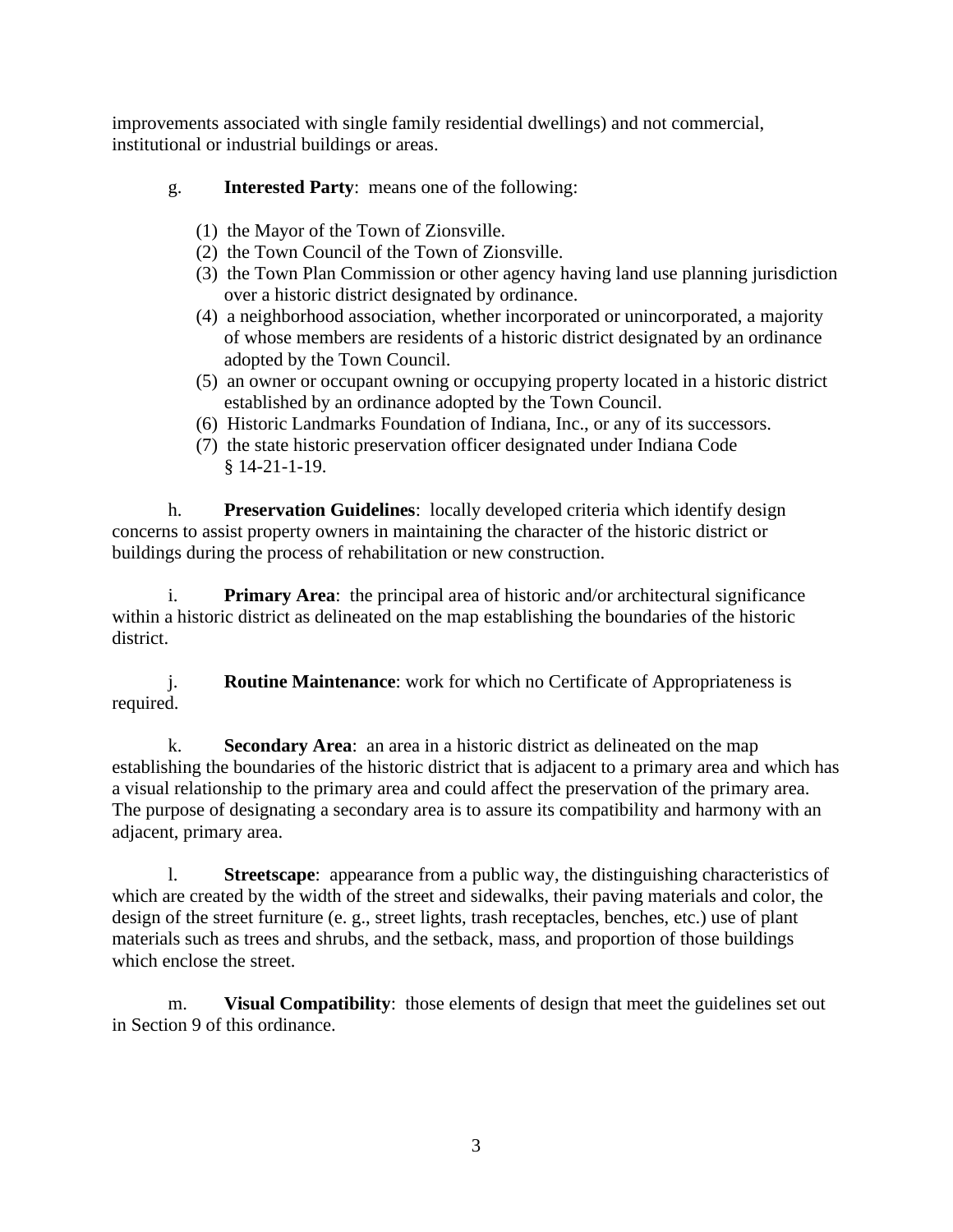improvements associated with single family residential dwellings) and not commercial, institutional or industrial buildings or areas.

g. **Interested Party**: means one of the following:

(1) the Mayor of the Town of Zionsville.
(2) the Town Council of the Town of Zionsville.
(3) the Town Plan Commission or other agency having land use planning jurisdiction over a historic district designated by ordinance.
(4) a neighborhood association, whether incorporated or unincorporated, a majority of whose members are residents of a historic district designated by an ordinance adopted by the Town Council.
(5) an owner or occupant owning or occupying property located in a historic district established by an ordinance adopted by the Town Council.
(6) Historic Landmarks Foundation of Indiana, Inc., or any of its successors.
(7) the state historic preservation officer designated under Indiana Code § 14-21-1-19.

h. **Preservation Guidelines**: locally developed criteria which identify design concerns to assist property owners in maintaining the character of the historic district or buildings during the process of rehabilitation or new construction.

i. **Primary Area**: the principal area of historic and/or architectural significance within a historic district as delineated on the map establishing the boundaries of the historic district.

j. **Routine Maintenance**: work for which no Certificate of Appropriateness is required.

k. **Secondary Area**: an area in a historic district as delineated on the map establishing the boundaries of the historic district that is adjacent to a primary area and which has a visual relationship to the primary area and could affect the preservation of the primary area. The purpose of designating a secondary area is to assure its compatibility and harmony with an adjacent, primary area.

l. **Streetscape**: appearance from a public way, the distinguishing characteristics of which are created by the width of the street and sidewalks, their paving materials and color, the design of the street furniture (e. g., street lights, trash receptacles, benches, etc.) use of plant materials such as trees and shrubs, and the setback, mass, and proportion of those buildings which enclose the street.

m. **Visual Compatibility**: those elements of design that meet the guidelines set out in Section 9 of this ordinance.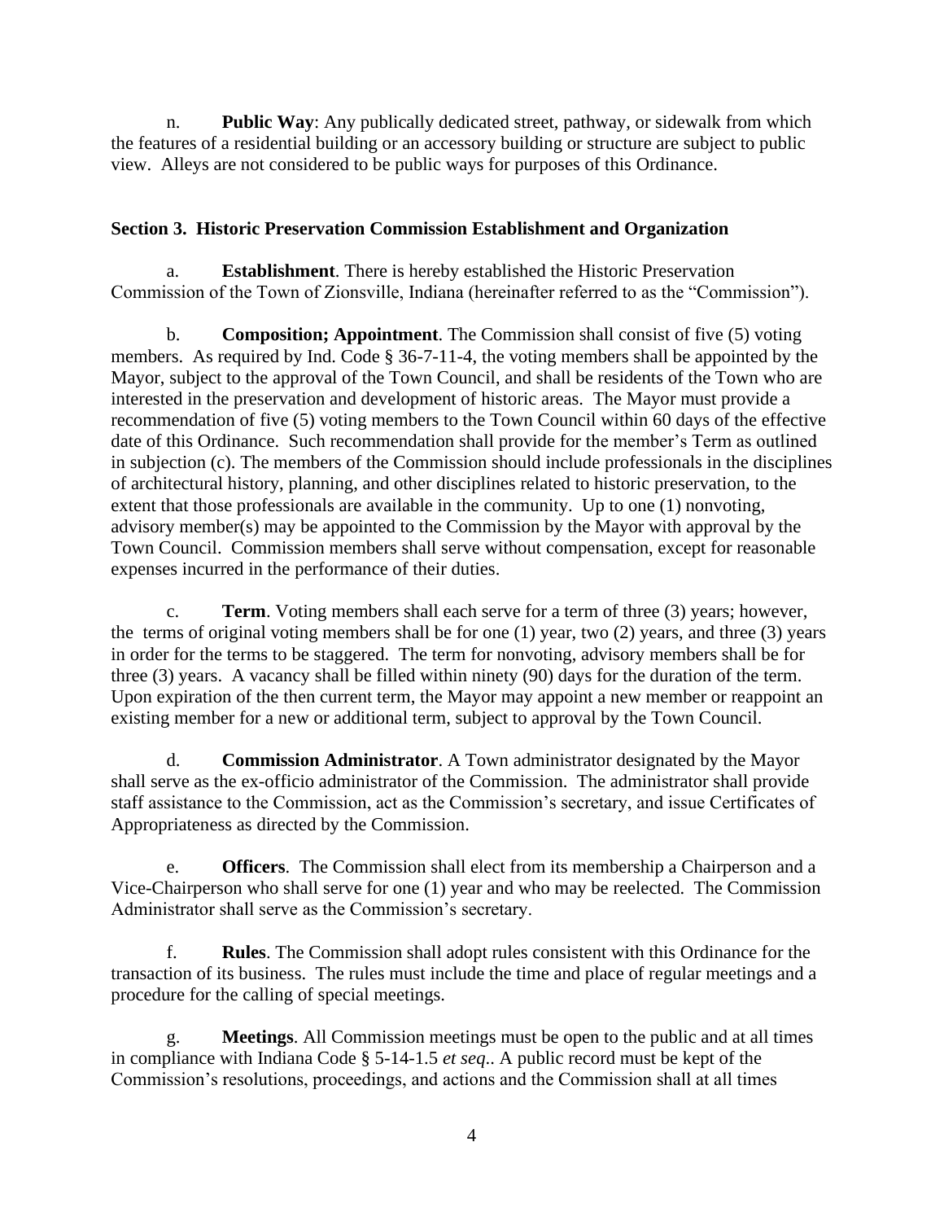n. **Public Way**: Any publically dedicated street, pathway, or sidewalk from which the features of a residential building or an accessory building or structure are subject to public view. Alleys are not considered to be public ways for purposes of this Ordinance.

**Section 3. Historic Preservation Commission Establishment and Organization**

a. **Establishment**. There is hereby established the Historic Preservation Commission of the Town of Zionsville, Indiana (hereinafter referred to as the "Commission").

b. **Composition; Appointment**. The Commission shall consist of five (5) voting members. As required by Ind. Code § 36-7-11-4, the voting members shall be appointed by the Mayor, subject to the approval of the Town Council, and shall be residents of the Town who are interested in the preservation and development of historic areas. The Mayor must provide a recommendation of five (5) voting members to the Town Council within 60 days of the effective date of this Ordinance. Such recommendation shall provide for the member's Term as outlined in subjection (c). The members of the Commission should include professionals in the disciplines of architectural history, planning, and other disciplines related to historic preservation, to the extent that those professionals are available in the community. Up to one (1) nonvoting, advisory member(s) may be appointed to the Commission by the Mayor with approval by the Town Council. Commission members shall serve without compensation, except for reasonable expenses incurred in the performance of their duties.

c. **Term**. Voting members shall each serve for a term of three (3) years; however, the terms of original voting members shall be for one (1) year, two (2) years, and three (3) years in order for the terms to be staggered. The term for nonvoting, advisory members shall be for three (3) years. A vacancy shall be filled within ninety (90) days for the duration of the term. Upon expiration of the then current term, the Mayor may appoint a new member or reappoint an existing member for a new or additional term, subject to approval by the Town Council.

d. **Commission Administrator**. A Town administrator designated by the Mayor shall serve as the ex-officio administrator of the Commission. The administrator shall provide staff assistance to the Commission, act as the Commission's secretary, and issue Certificates of Appropriateness as directed by the Commission.

e. **Officers**. The Commission shall elect from its membership a Chairperson and a Vice-Chairperson who shall serve for one (1) year and who may be reelected. The Commission Administrator shall serve as the Commission's secretary.

f. **Rules**. The Commission shall adopt rules consistent with this Ordinance for the transaction of its business. The rules must include the time and place of regular meetings and a procedure for the calling of special meetings.

g. **Meetings**. All Commission meetings must be open to the public and at all times in compliance with Indiana Code § 5-14-1.5 *et seq*.. A public record must be kept of the Commission's resolutions, proceedings, and actions and the Commission shall at all times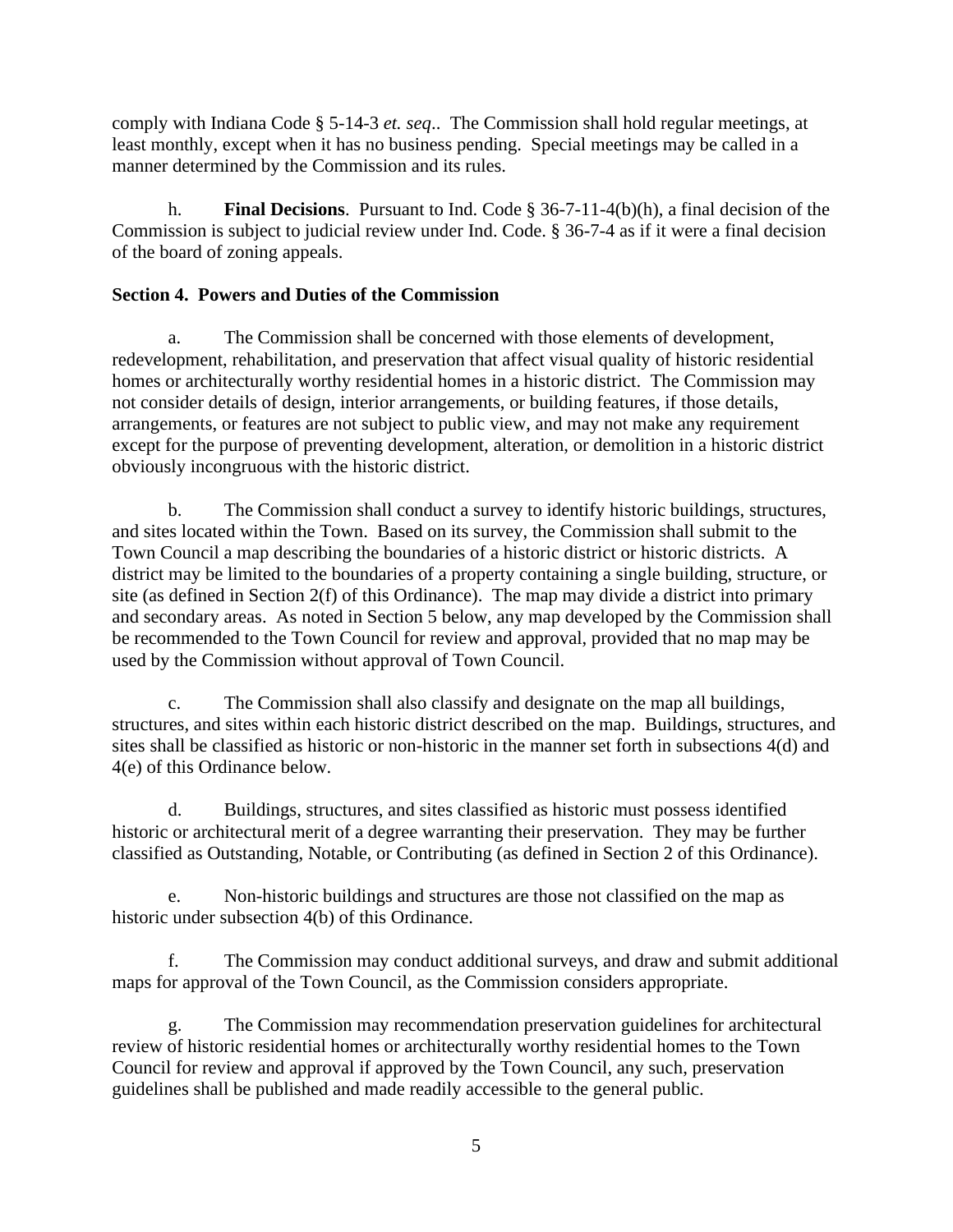comply with Indiana Code § 5-14-3 *et. seq*.. The Commission shall hold regular meetings, at least monthly, except when it has no business pending. Special meetings may be called in a manner determined by the Commission and its rules.

h. **Final Decisions**. Pursuant to Ind. Code § 36-7-11-4(b)(h), a final decision of the Commission is subject to judicial review under Ind. Code. § 36-7-4 as if it were a final decision of the board of zoning appeals.

**Section 4. Powers and Duties of the Commission**

a. The Commission shall be concerned with those elements of development, redevelopment, rehabilitation, and preservation that affect visual quality of historic residential homes or architecturally worthy residential homes in a historic district. The Commission may not consider details of design, interior arrangements, or building features, if those details, arrangements, or features are not subject to public view, and may not make any requirement except for the purpose of preventing development, alteration, or demolition in a historic district obviously incongruous with the historic district.

b. The Commission shall conduct a survey to identify historic buildings, structures, and sites located within the Town. Based on its survey, the Commission shall submit to the Town Council a map describing the boundaries of a historic district or historic districts. A district may be limited to the boundaries of a property containing a single building, structure, or site (as defined in Section 2(f) of this Ordinance). The map may divide a district into primary and secondary areas. As noted in Section 5 below, any map developed by the Commission shall be recommended to the Town Council for review and approval, provided that no map may be used by the Commission without approval of Town Council.

c. The Commission shall also classify and designate on the map all buildings, structures, and sites within each historic district described on the map. Buildings, structures, and sites shall be classified as historic or non-historic in the manner set forth in subsections 4(d) and 4(e) of this Ordinance below.

d. Buildings, structures, and sites classified as historic must possess identified historic or architectural merit of a degree warranting their preservation. They may be further classified as Outstanding, Notable, or Contributing (as defined in Section 2 of this Ordinance).

e. Non-historic buildings and structures are those not classified on the map as historic under subsection 4(b) of this Ordinance.

f. The Commission may conduct additional surveys, and draw and submit additional maps for approval of the Town Council, as the Commission considers appropriate.

g. The Commission may recommendation preservation guidelines for architectural review of historic residential homes or architecturally worthy residential homes to the Town Council for review and approval if approved by the Town Council, any such, preservation guidelines shall be published and made readily accessible to the general public.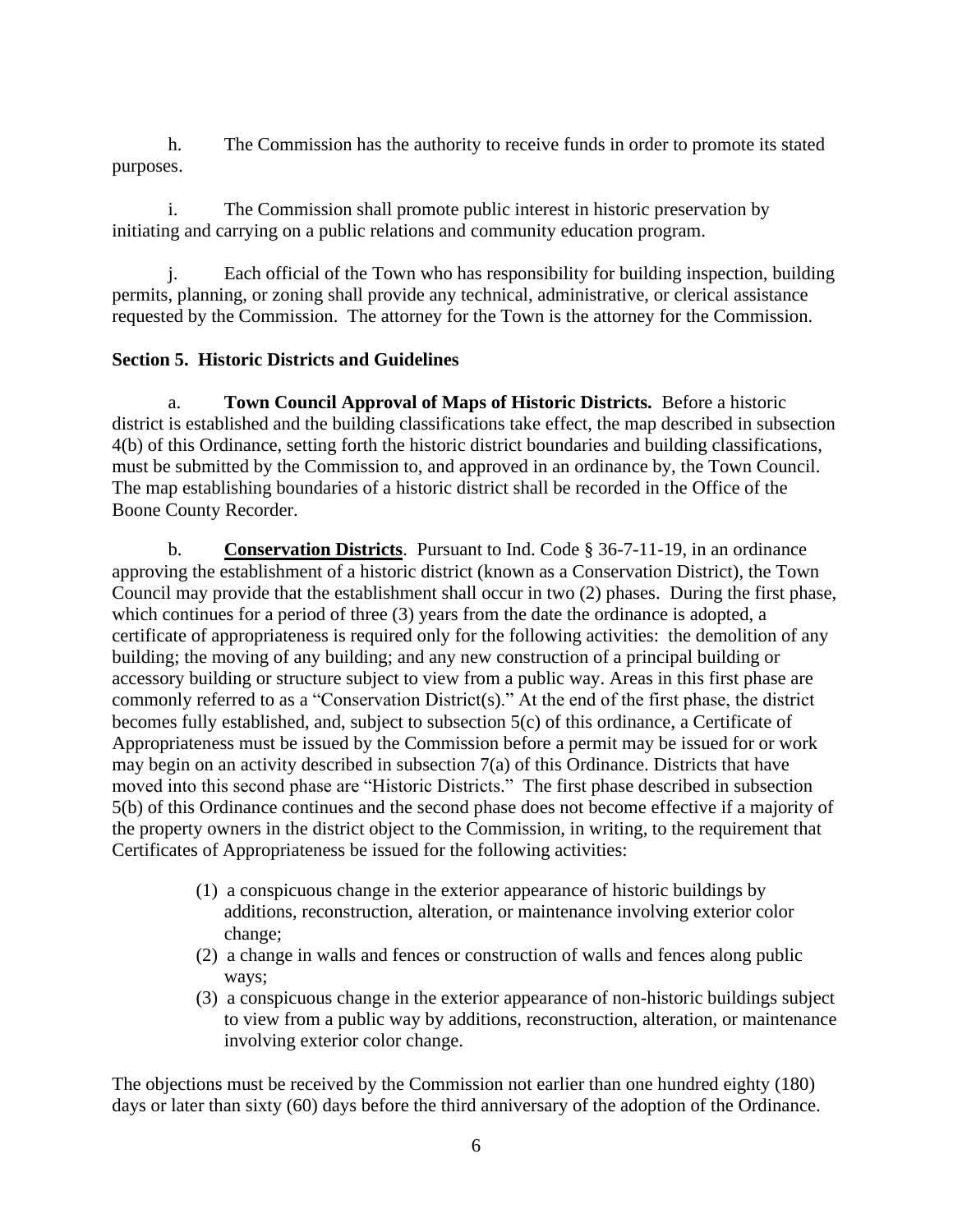h. The Commission has the authority to receive funds in order to promote its stated purposes.

i. The Commission shall promote public interest in historic preservation by initiating and carrying on a public relations and community education program.

j. Each official of the Town who has responsibility for building inspection, building permits, planning, or zoning shall provide any technical, administrative, or clerical assistance requested by the Commission. The attorney for the Town is the attorney for the Commission.

## Section 5. Historic Districts and Guidelines

a. **Town Council Approval of Maps of Historic Districts.** Before a historic district is established and the building classifications take effect, the map described in subsection 4(b) of this Ordinance, setting forth the historic district boundaries and building classifications, must be submitted by the Commission to, and approved in an ordinance by, the Town Council. The map establishing boundaries of a historic district shall be recorded in the Office of the Boone County Recorder.

b. **Conservation Districts**. Pursuant to Ind. Code § 36-7-11-19, in an ordinance approving the establishment of a historic district (known as a Conservation District), the Town Council may provide that the establishment shall occur in two (2) phases. During the first phase, which continues for a period of three (3) years from the date the ordinance is adopted, a certificate of appropriateness is required only for the following activities: the demolition of any building; the moving of any building; and any new construction of a principal building or accessory building or structure subject to view from a public way. Areas in this first phase are commonly referred to as a "Conservation District(s)." At the end of the first phase, the district becomes fully established, and, subject to subsection 5(c) of this ordinance, a Certificate of Appropriateness must be issued by the Commission before a permit may be issued for or work may begin on an activity described in subsection 7(a) of this Ordinance. Districts that have moved into this second phase are "Historic Districts." The first phase described in subsection 5(b) of this Ordinance continues and the second phase does not become effective if a majority of the property owners in the district object to the Commission, in writing, to the requirement that Certificates of Appropriateness be issued for the following activities:

(1) a conspicuous change in the exterior appearance of historic buildings by additions, reconstruction, alteration, or maintenance involving exterior color change;
(2) a change in walls and fences or construction of walls and fences along public ways;
(3) a conspicuous change in the exterior appearance of non-historic buildings subject to view from a public way by additions, reconstruction, alteration, or maintenance involving exterior color change.

The objections must be received by the Commission not earlier than one hundred eighty (180) days or later than sixty (60) days before the third anniversary of the adoption of the Ordinance.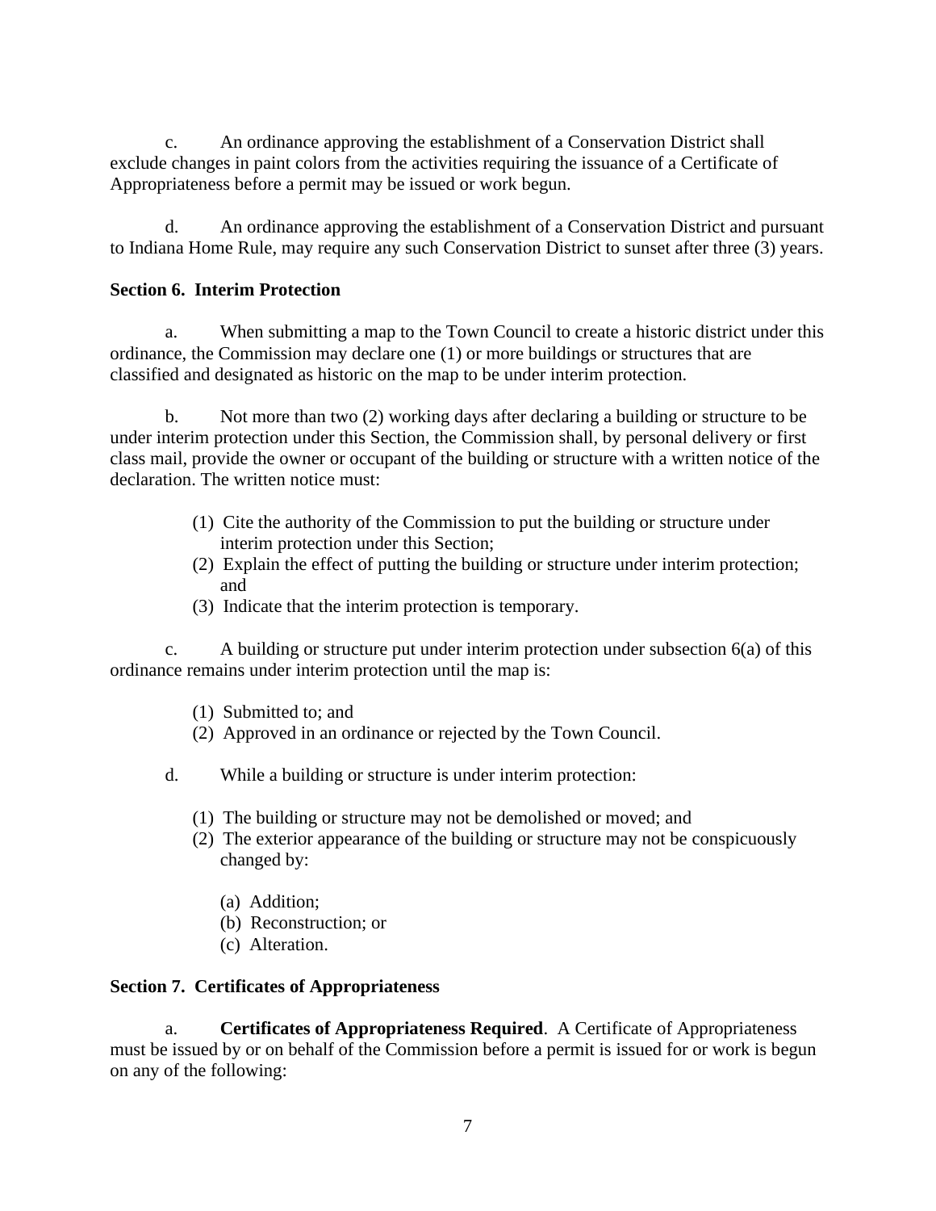c. An ordinance approving the establishment of a Conservation District shall exclude changes in paint colors from the activities requiring the issuance of a Certificate of Appropriateness before a permit may be issued or work begun.

d. An ordinance approving the establishment of a Conservation District and pursuant to Indiana Home Rule, may require any such Conservation District to sunset after three (3) years.

**Section 6. Interim Protection**

a. When submitting a map to the Town Council to create a historic district under this ordinance, the Commission may declare one (1) or more buildings or structures that are classified and designated as historic on the map to be under interim protection.

b. Not more than two (2) working days after declaring a building or structure to be under interim protection under this Section, the Commission shall, by personal delivery or first class mail, provide the owner or occupant of the building or structure with a written notice of the declaration. The written notice must:

(1) Cite the authority of the Commission to put the building or structure under interim protection under this Section;
(2) Explain the effect of putting the building or structure under interim protection; and
(3) Indicate that the interim protection is temporary.

c. A building or structure put under interim protection under subsection 6(a) of this ordinance remains under interim protection until the map is:

(1) Submitted to; and
(2) Approved in an ordinance or rejected by the Town Council.

d. While a building or structure is under interim protection:

(1) The building or structure may not be demolished or moved; and
(2) The exterior appearance of the building or structure may not be conspicuously changed by:

(a) Addition;
(b) Reconstruction; or
(c) Alteration.

**Section 7. Certificates of Appropriateness**

a. **Certificates of Appropriateness Required**. A Certificate of Appropriateness must be issued by or on behalf of the Commission before a permit is issued for or work is begun on any of the following: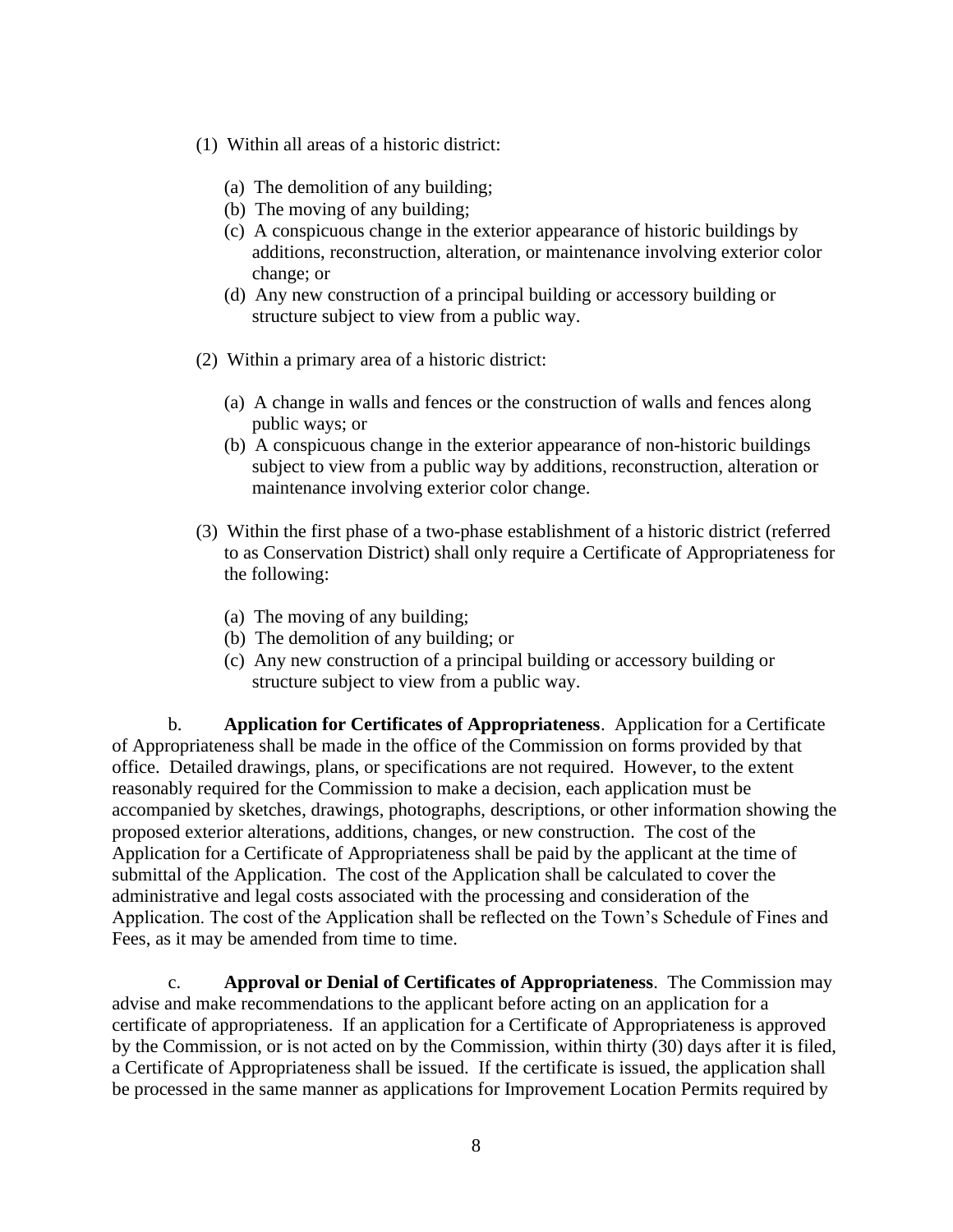(1) Within all areas of a historic district:

   (a) The demolition of any building;
   (b) The moving of any building;
   (c) A conspicuous change in the exterior appearance of historic buildings by additions, reconstruction, alteration, or maintenance involving exterior color change; or
   (d) Any new construction of a principal building or accessory building or structure subject to view from a public way.

(2) Within a primary area of a historic district:

   (a) A change in walls and fences or the construction of walls and fences along public ways; or
   (b) A conspicuous change in the exterior appearance of non-historic buildings subject to view from a public way by additions, reconstruction, alteration or maintenance involving exterior color change.

(3) Within the first phase of a two-phase establishment of a historic district (referred to as Conservation District) shall only require a Certificate of Appropriateness for the following:

   (a) The moving of any building;
   (b) The demolition of any building; or
   (c) Any new construction of a principal building or accessory building or structure subject to view from a public way.

b. **Application for Certificates of Appropriateness**. Application for a Certificate of Appropriateness shall be made in the office of the Commission on forms provided by that office. Detailed drawings, plans, or specifications are not required. However, to the extent reasonably required for the Commission to make a decision, each application must be accompanied by sketches, drawings, photographs, descriptions, or other information showing the proposed exterior alterations, additions, changes, or new construction. The cost of the Application for a Certificate of Appropriateness shall be paid by the applicant at the time of submittal of the Application. The cost of the Application shall be calculated to cover the administrative and legal costs associated with the processing and consideration of the Application. The cost of the Application shall be reflected on the Town's Schedule of Fines and Fees, as it may be amended from time to time.

c. **Approval or Denial of Certificates of Appropriateness**. The Commission may advise and make recommendations to the applicant before acting on an application for a certificate of appropriateness. If an application for a Certificate of Appropriateness is approved by the Commission, or is not acted on by the Commission, within thirty (30) days after it is filed, a Certificate of Appropriateness shall be issued. If the certificate is issued, the application shall be processed in the same manner as applications for Improvement Location Permits required by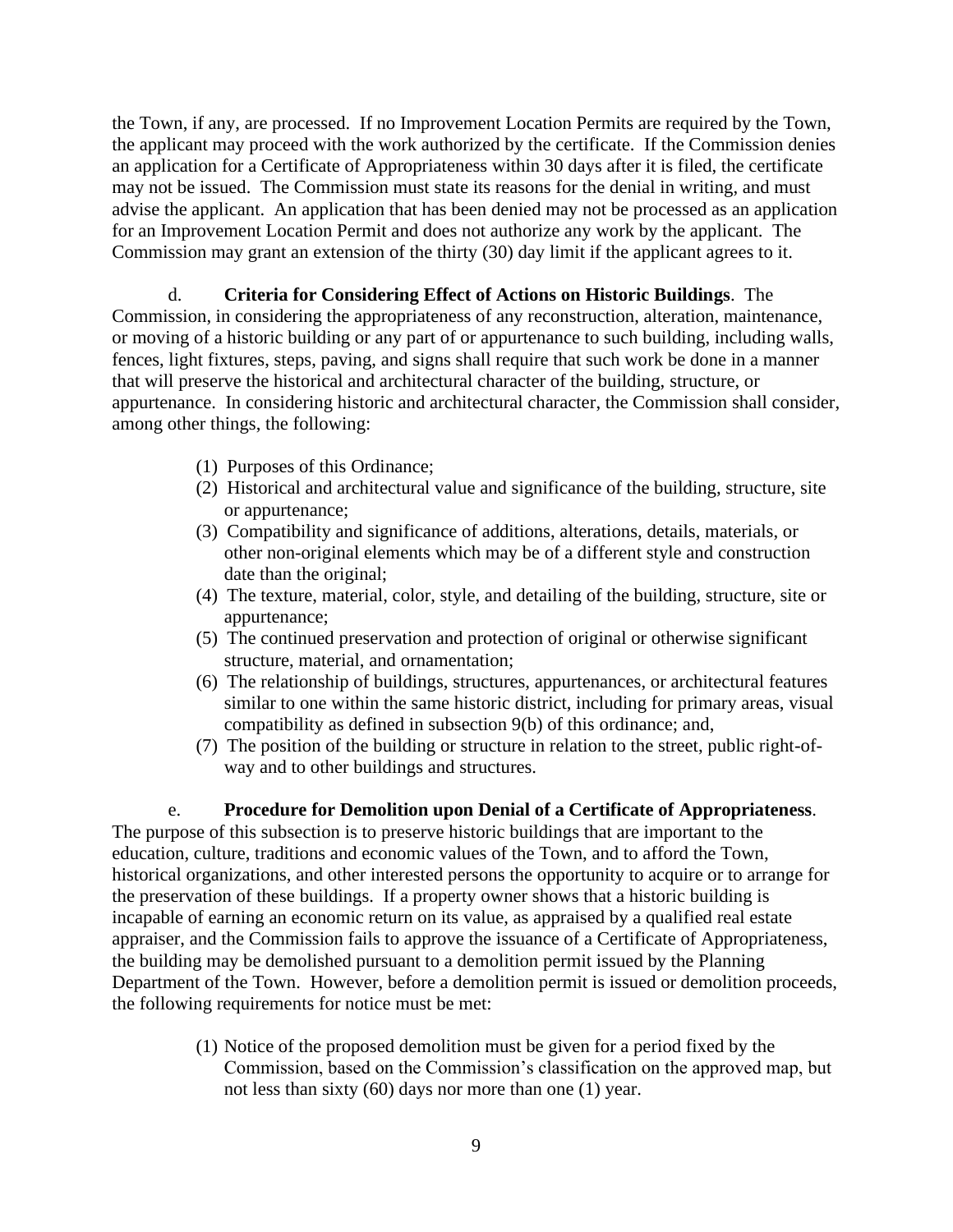the Town, if any, are processed. If no Improvement Location Permits are required by the Town, the applicant may proceed with the work authorized by the certificate. If the Commission denies an application for a Certificate of Appropriateness within 30 days after it is filed, the certificate may not be issued. The Commission must state its reasons for the denial in writing, and must advise the applicant. An application that has been denied may not be processed as an application for an Improvement Location Permit and does not authorize any work by the applicant. The Commission may grant an extension of the thirty (30) day limit if the applicant agrees to it.

d. **Criteria for Considering Effect of Actions on Historic Buildings**. The Commission, in considering the appropriateness of any reconstruction, alteration, maintenance, or moving of a historic building or any part of or appurtenance to such building, including walls, fences, light fixtures, steps, paving, and signs shall require that such work be done in a manner that will preserve the historical and architectural character of the building, structure, or appurtenance. In considering historic and architectural character, the Commission shall consider, among other things, the following:

(1) Purposes of this Ordinance;
(2) Historical and architectural value and significance of the building, structure, site or appurtenance;
(3) Compatibility and significance of additions, alterations, details, materials, or other non-original elements which may be of a different style and construction date than the original;
(4) The texture, material, color, style, and detailing of the building, structure, site or appurtenance;
(5) The continued preservation and protection of original or otherwise significant structure, material, and ornamentation;
(6) The relationship of buildings, structures, appurtenances, or architectural features similar to one within the same historic district, including for primary areas, visual compatibility as defined in subsection 9(b) of this ordinance; and,
(7) The position of the building or structure in relation to the street, public right-of-way and to other buildings and structures.

e. **Procedure for Demolition upon Denial of a Certificate of Appropriateness**. The purpose of this subsection is to preserve historic buildings that are important to the education, culture, traditions and economic values of the Town, and to afford the Town, historical organizations, and other interested persons the opportunity to acquire or to arrange for the preservation of these buildings. If a property owner shows that a historic building is incapable of earning an economic return on its value, as appraised by a qualified real estate appraiser, and the Commission fails to approve the issuance of a Certificate of Appropriateness, the building may be demolished pursuant to a demolition permit issued by the Planning Department of the Town. However, before a demolition permit is issued or demolition proceeds, the following requirements for notice must be met:

(1) Notice of the proposed demolition must be given for a period fixed by the Commission, based on the Commission's classification on the approved map, but not less than sixty (60) days nor more than one (1) year.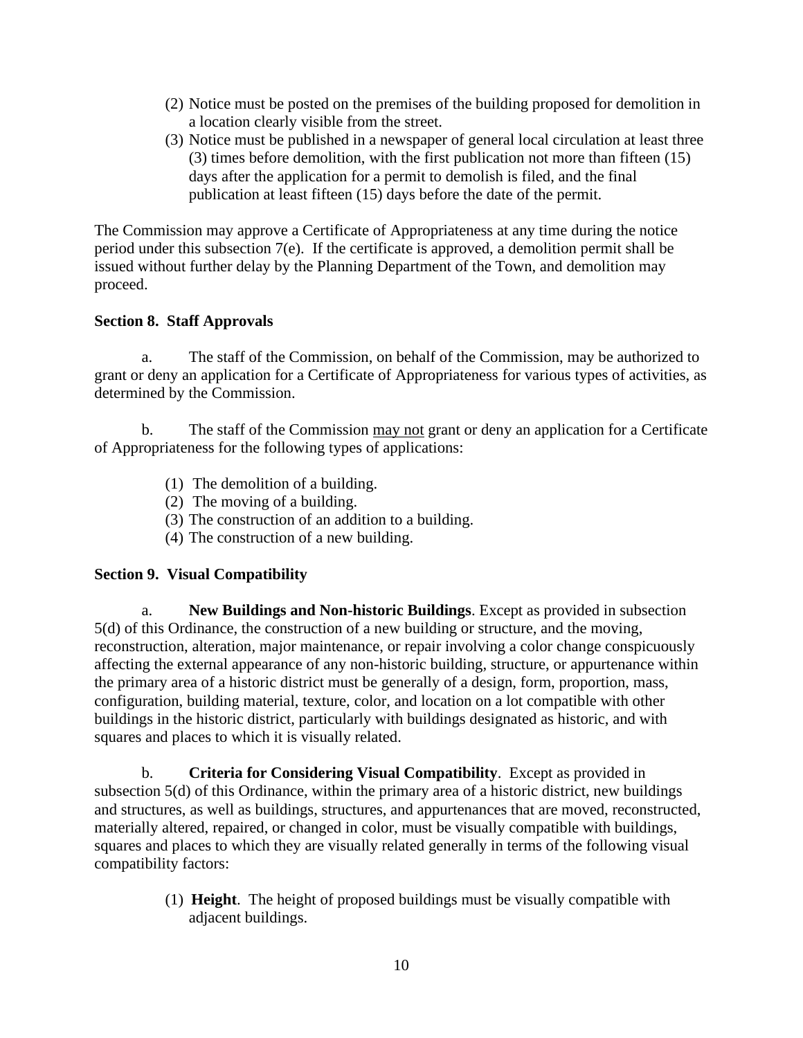(2) Notice must be posted on the premises of the building proposed for demolition in a location clearly visible from the street.

(3) Notice must be published in a newspaper of general local circulation at least three (3) times before demolition, with the first publication not more than fifteen (15) days after the application for a permit to demolish is filed, and the final publication at least fifteen (15) days before the date of the permit.

The Commission may approve a Certificate of Appropriateness at any time during the notice period under this subsection 7(e). If the certificate is approved, a demolition permit shall be issued without further delay by the Planning Department of the Town, and demolition may proceed.

**Section 8. Staff Approvals**

a. The staff of the Commission, on behalf of the Commission, may be authorized to grant or deny an application for a Certificate of Appropriateness for various types of activities, as determined by the Commission.

b. The staff of the Commission <u>may not</u> grant or deny an application for a Certificate of Appropriateness for the following types of applications:

(1) The demolition of a building.
(2) The moving of a building.
(3) The construction of an addition to a building.
(4) The construction of a new building.

**Section 9. Visual Compatibility**

a. **New Buildings and Non-historic Buildings**. Except as provided in subsection 5(d) of this Ordinance, the construction of a new building or structure, and the moving, reconstruction, alteration, major maintenance, or repair involving a color change conspicuously affecting the external appearance of any non-historic building, structure, or appurtenance within the primary area of a historic district must be generally of a design, form, proportion, mass, configuration, building material, texture, color, and location on a lot compatible with other buildings in the historic district, particularly with buildings designated as historic, and with squares and places to which it is visually related.

b. **Criteria for Considering Visual Compatibility**. Except as provided in subsection 5(d) of this Ordinance, within the primary area of a historic district, new buildings and structures, as well as buildings, structures, and appurtenances that are moved, reconstructed, materially altered, repaired, or changed in color, must be visually compatible with buildings, squares and places to which they are visually related generally in terms of the following visual compatibility factors:

(1) **Height**. The height of proposed buildings must be visually compatible with adjacent buildings.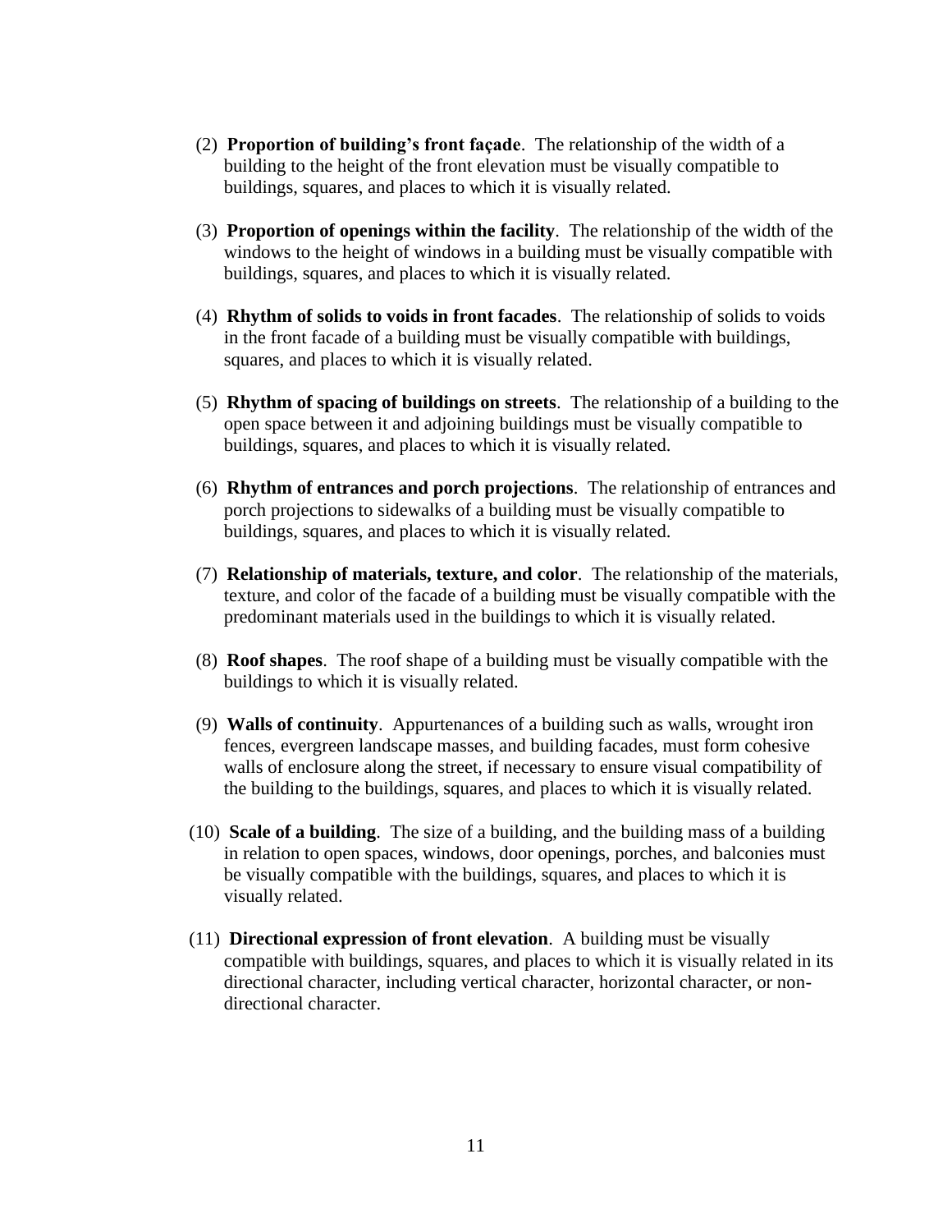(2) **Proportion of building's front façade**. The relationship of the width of a building to the height of the front elevation must be visually compatible to buildings, squares, and places to which it is visually related.

(3) **Proportion of openings within the facility**. The relationship of the width of the windows to the height of windows in a building must be visually compatible with buildings, squares, and places to which it is visually related.

(4) **Rhythm of solids to voids in front facades**. The relationship of solids to voids in the front facade of a building must be visually compatible with buildings, squares, and places to which it is visually related.

(5) **Rhythm of spacing of buildings on streets**. The relationship of a building to the open space between it and adjoining buildings must be visually compatible to buildings, squares, and places to which it is visually related.

(6) **Rhythm of entrances and porch projections**. The relationship of entrances and porch projections to sidewalks of a building must be visually compatible to buildings, squares, and places to which it is visually related.

(7) **Relationship of materials, texture, and color**. The relationship of the materials, texture, and color of the facade of a building must be visually compatible with the predominant materials used in the buildings to which it is visually related.

(8) **Roof shapes**. The roof shape of a building must be visually compatible with the buildings to which it is visually related.

(9) **Walls of continuity**. Appurtenances of a building such as walls, wrought iron fences, evergreen landscape masses, and building facades, must form cohesive walls of enclosure along the street, if necessary to ensure visual compatibility of the building to the buildings, squares, and places to which it is visually related.

(10) **Scale of a building**. The size of a building, and the building mass of a building in relation to open spaces, windows, door openings, porches, and balconies must be visually compatible with the buildings, squares, and places to which it is visually related.

(11) **Directional expression of front elevation**. A building must be visually compatible with buildings, squares, and places to which it is visually related in its directional character, including vertical character, horizontal character, or non-directional character.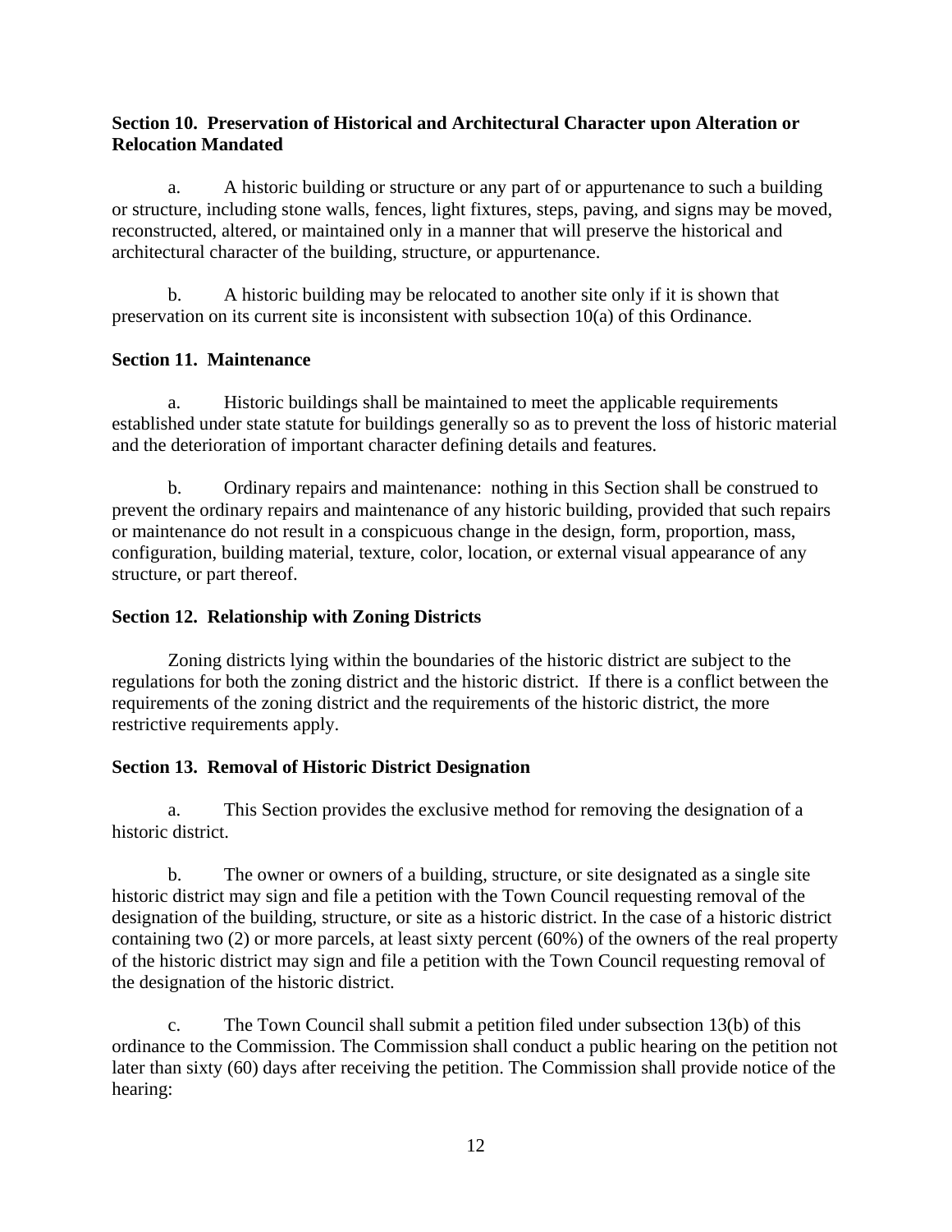**Section 10. Preservation of Historical and Architectural Character upon Alteration or Relocation Mandated**

a. A historic building or structure or any part of or appurtenance to such a building or structure, including stone walls, fences, light fixtures, steps, paving, and signs may be moved, reconstructed, altered, or maintained only in a manner that will preserve the historical and architectural character of the building, structure, or appurtenance.

b. A historic building may be relocated to another site only if it is shown that preservation on its current site is inconsistent with subsection 10(a) of this Ordinance.

**Section 11. Maintenance**

a. Historic buildings shall be maintained to meet the applicable requirements established under state statute for buildings generally so as to prevent the loss of historic material and the deterioration of important character defining details and features.

b. Ordinary repairs and maintenance: nothing in this Section shall be construed to prevent the ordinary repairs and maintenance of any historic building, provided that such repairs or maintenance do not result in a conspicuous change in the design, form, proportion, mass, configuration, building material, texture, color, location, or external visual appearance of any structure, or part thereof.

**Section 12. Relationship with Zoning Districts**

Zoning districts lying within the boundaries of the historic district are subject to the regulations for both the zoning district and the historic district. If there is a conflict between the requirements of the zoning district and the requirements of the historic district, the more restrictive requirements apply.

**Section 13. Removal of Historic District Designation**

a. This Section provides the exclusive method for removing the designation of a historic district.

b. The owner or owners of a building, structure, or site designated as a single site historic district may sign and file a petition with the Town Council requesting removal of the designation of the building, structure, or site as a historic district. In the case of a historic district containing two (2) or more parcels, at least sixty percent (60%) of the owners of the real property of the historic district may sign and file a petition with the Town Council requesting removal of the designation of the historic district.

c. The Town Council shall submit a petition filed under subsection 13(b) of this ordinance to the Commission. The Commission shall conduct a public hearing on the petition not later than sixty (60) days after receiving the petition. The Commission shall provide notice of the hearing: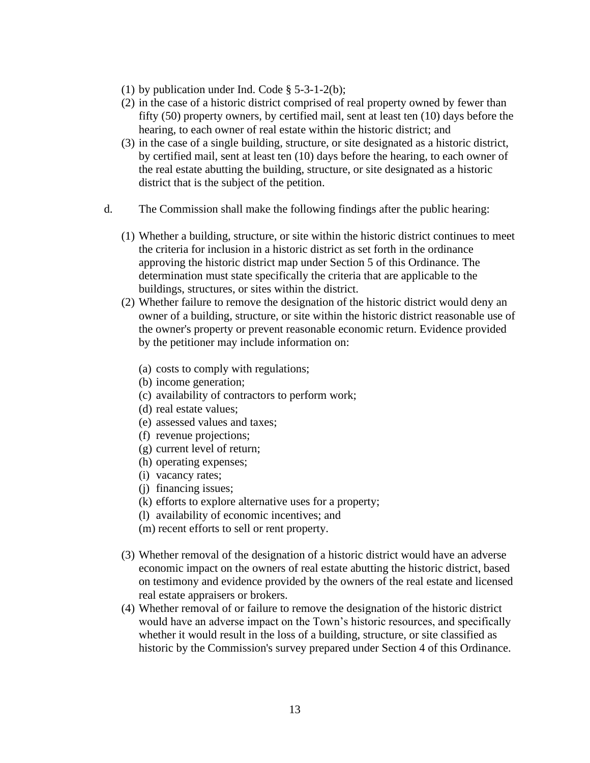(1) by publication under Ind. Code § 5-3-1-2(b);
(2) in the case of a historic district comprised of real property owned by fewer than fifty (50) property owners, by certified mail, sent at least ten (10) days before the hearing, to each owner of real estate within the historic district; and
(3) in the case of a single building, structure, or site designated as a historic district, by certified mail, sent at least ten (10) days before the hearing, to each owner of the real estate abutting the building, structure, or site designated as a historic district that is the subject of the petition.

d. The Commission shall make the following findings after the public hearing:

(1) Whether a building, structure, or site within the historic district continues to meet the criteria for inclusion in a historic district as set forth in the ordinance approving the historic district map under Section 5 of this Ordinance. The determination must state specifically the criteria that are applicable to the buildings, structures, or sites within the district.
(2) Whether failure to remove the designation of the historic district would deny an owner of a building, structure, or site within the historic district reasonable use of the owner's property or prevent reasonable economic return. Evidence provided by the petitioner may include information on:

   (a) costs to comply with regulations;
   (b) income generation;
   (c) availability of contractors to perform work;
   (d) real estate values;
   (e) assessed values and taxes;
   (f) revenue projections;
   (g) current level of return;
   (h) operating expenses;
   (i) vacancy rates;
   (j) financing issues;
   (k) efforts to explore alternative uses for a property;
   (l) availability of economic incentives; and
   (m) recent efforts to sell or rent property.

(3) Whether removal of the designation of a historic district would have an adverse economic impact on the owners of real estate abutting the historic district, based on testimony and evidence provided by the owners of the real estate and licensed real estate appraisers or brokers.
(4) Whether removal of or failure to remove the designation of the historic district would have an adverse impact on the Town's historic resources, and specifically whether it would result in the loss of a building, structure, or site classified as historic by the Commission's survey prepared under Section 4 of this Ordinance.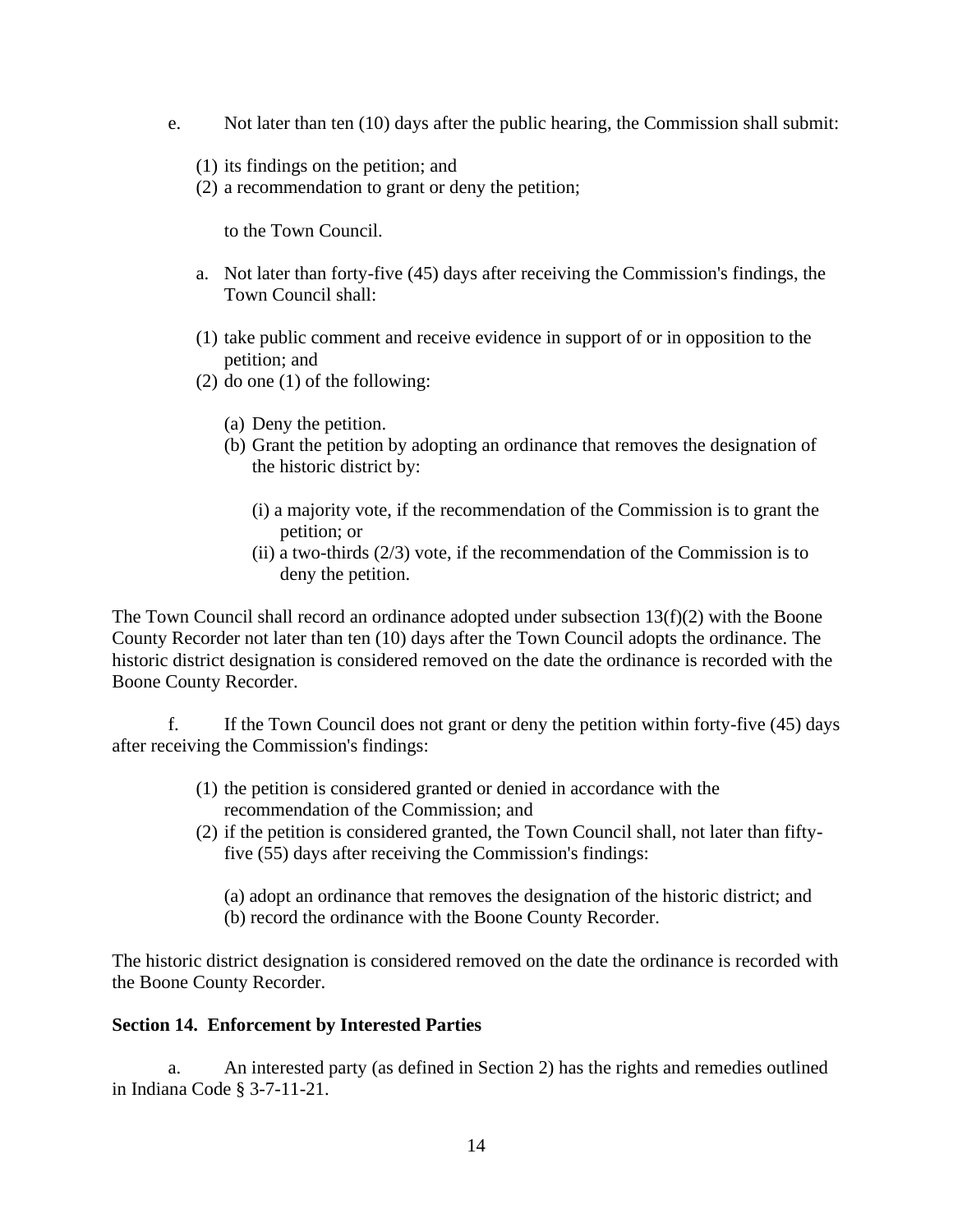e. Not later than ten (10) days after the public hearing, the Commission shall submit:

(1) its findings on the petition; and
(2) a recommendation to grant or deny the petition;

to the Town Council.

a. Not later than forty-five (45) days after receiving the Commission's findings, the Town Council shall:

(1) take public comment and receive evidence in support of or in opposition to the petition; and
(2) do one (1) of the following:

(a) Deny the petition.
(b) Grant the petition by adopting an ordinance that removes the designation of the historic district by:

(i) a majority vote, if the recommendation of the Commission is to grant the petition; or
(ii) a two-thirds (2/3) vote, if the recommendation of the Commission is to deny the petition.

The Town Council shall record an ordinance adopted under subsection 13(f)(2) with the Boone County Recorder not later than ten (10) days after the Town Council adopts the ordinance. The historic district designation is considered removed on the date the ordinance is recorded with the Boone County Recorder.

f. If the Town Council does not grant or deny the petition within forty-five (45) days after receiving the Commission's findings:

(1) the petition is considered granted or denied in accordance with the recommendation of the Commission; and
(2) if the petition is considered granted, the Town Council shall, not later than fifty-five (55) days after receiving the Commission's findings:

(a) adopt an ordinance that removes the designation of the historic district; and
(b) record the ordinance with the Boone County Recorder.

The historic district designation is considered removed on the date the ordinance is recorded with the Boone County Recorder.

**Section 14. Enforcement by Interested Parties**

a. An interested party (as defined in Section 2) has the rights and remedies outlined in Indiana Code § 3-7-11-21.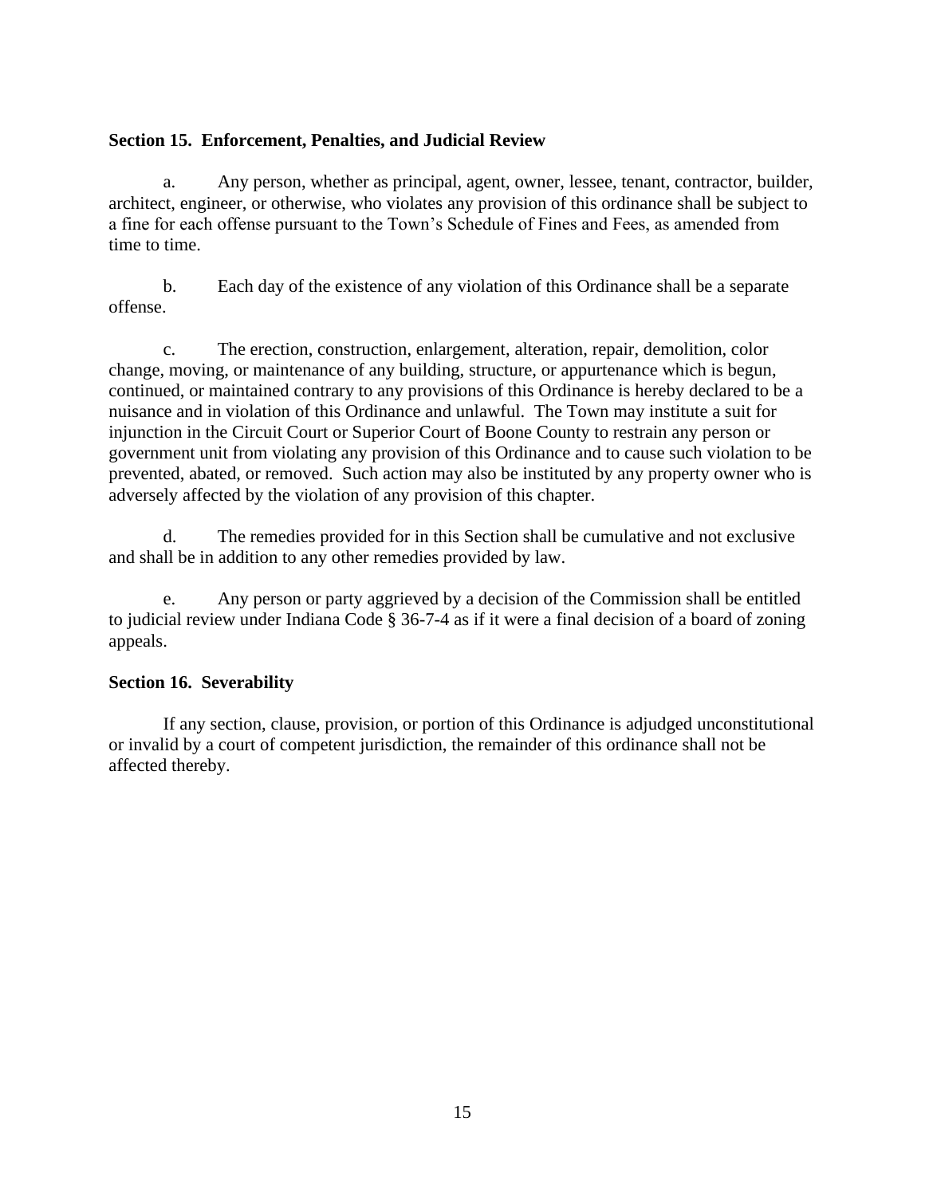**Section 15. Enforcement, Penalties, and Judicial Review**

a. Any person, whether as principal, agent, owner, lessee, tenant, contractor, builder, architect, engineer, or otherwise, who violates any provision of this ordinance shall be subject to a fine for each offense pursuant to the Town's Schedule of Fines and Fees, as amended from time to time.

b. Each day of the existence of any violation of this Ordinance shall be a separate offense.

c. The erection, construction, enlargement, alteration, repair, demolition, color change, moving, or maintenance of any building, structure, or appurtenance which is begun, continued, or maintained contrary to any provisions of this Ordinance is hereby declared to be a nuisance and in violation of this Ordinance and unlawful. The Town may institute a suit for injunction in the Circuit Court or Superior Court of Boone County to restrain any person or government unit from violating any provision of this Ordinance and to cause such violation to be prevented, abated, or removed. Such action may also be instituted by any property owner who is adversely affected by the violation of any provision of this chapter.

d. The remedies provided for in this Section shall be cumulative and not exclusive and shall be in addition to any other remedies provided by law.

e. Any person or party aggrieved by a decision of the Commission shall be entitled to judicial review under Indiana Code § 36-7-4 as if it were a final decision of a board of zoning appeals.

**Section 16. Severability**

If any section, clause, provision, or portion of this Ordinance is adjudged unconstitutional or invalid by a court of competent jurisdiction, the remainder of this ordinance shall not be affected thereby.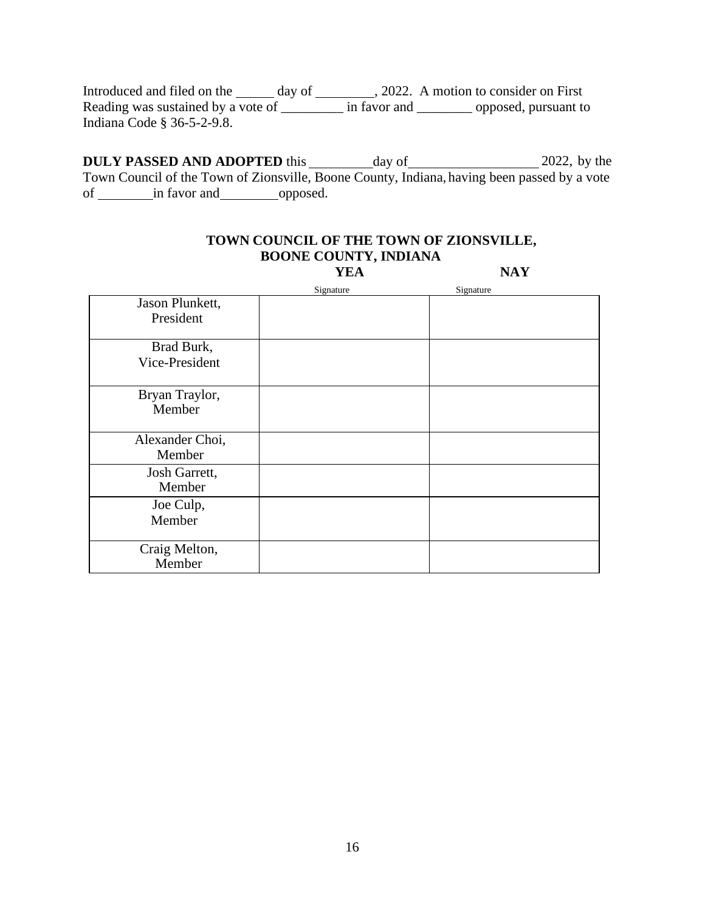Introduced and filed on the ______ day of _________, 2022. A motion to consider on First Reading was sustained by a vote of _________ in favor and ________ opposed, pursuant to Indiana Code § 36-5-2-9.8.

**DULY PASSED AND ADOPTED** this _________ day of __________________ 2022, by the Town Council of the Town of Zionsville, Boone County, Indiana, having been passed by a vote of ________ in favor and ________ opposed.

**TOWN COUNCIL OF THE TOWN OF ZIONSVILLE, BOONE COUNTY, INDIANA**

| | **YEA**<br>Signature | **NAY**<br>Signature |
|---|---|---|
| Jason Plunkett, President | | |
| Brad Burk, Vice-President | | |
| Bryan Traylor, Member | | |
| Alexander Choi, Member | | |
| Josh Garrett, Member | | |
| Joe Culp, Member | | |
| Craig Melton, Member | | |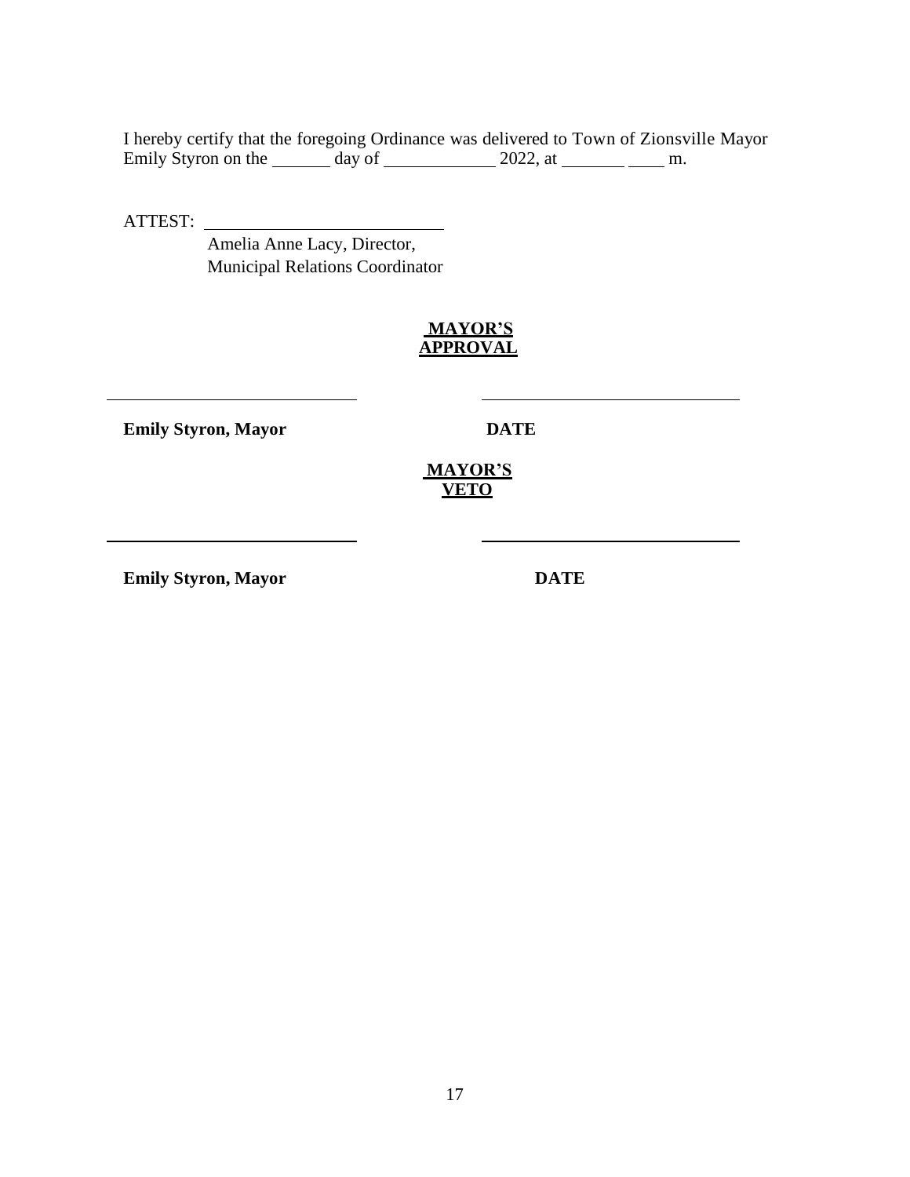I hereby certify that the foregoing Ordinance was delivered to Town of Zionsville Mayor Emily Styron on the _______ day of _____________ 2022, at _______ ____ m.

ATTEST: ____________________________

Amelia Anne Lacy, Director,
Municipal Relations Coordinator

**MAYOR'S APPROVAL**

______________________________ ______________________________

**Emily Styron, Mayor** **DATE**

**MAYOR'S VETO**

______________________________ ______________________________

**Emily Styron, Mayor** **DATE**